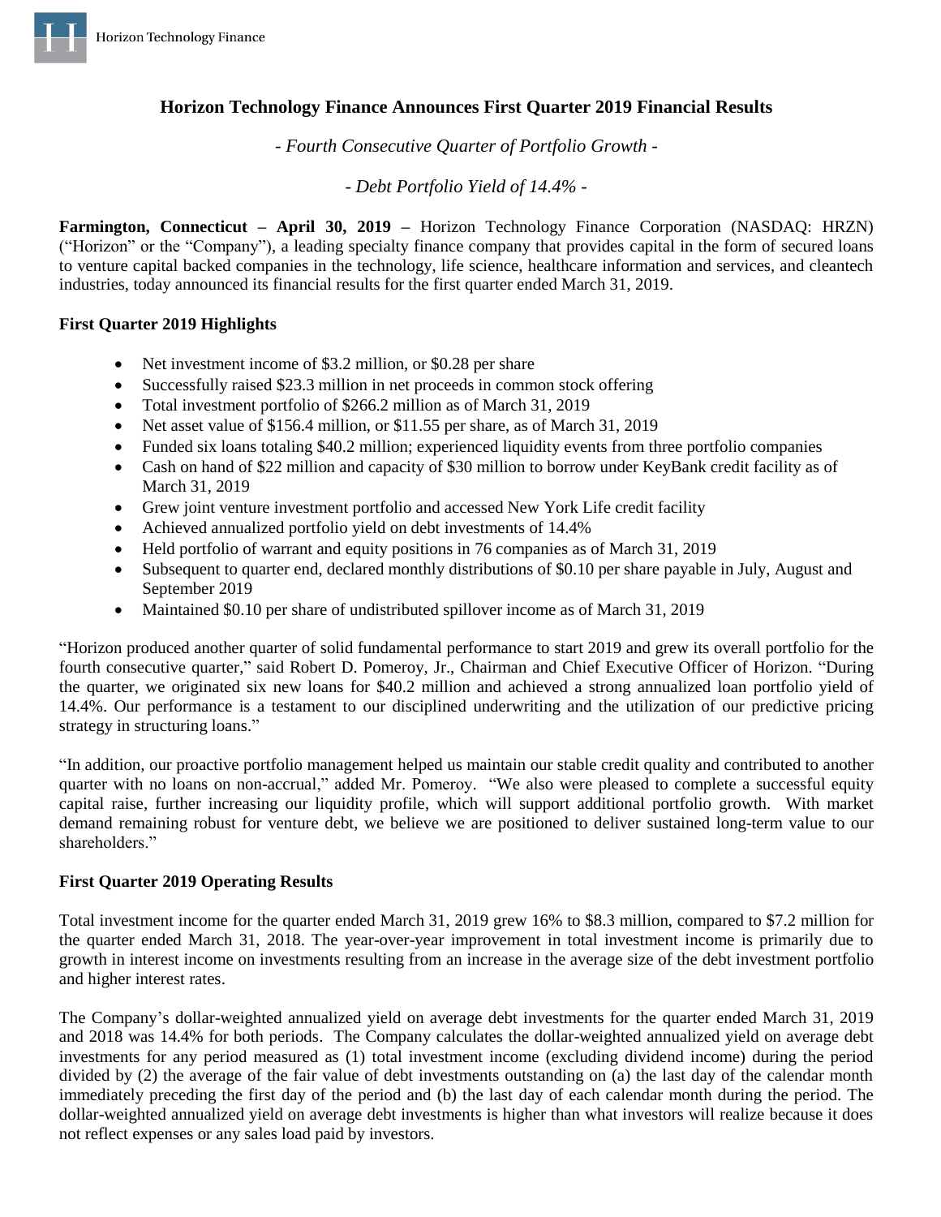Horizon Technology Finance

# Horizon Technology Finance Announces First Quarter 2019 Financial Results

*- Fourth Consecutive Quarter of Portfolio Growth -*

*- Debt Portfolio Yield of 14.4% -*

**Farmington, Connecticut – April 30, 2019 –** Horizon Technology Finance Corporation (NASDAQ: HRZN) ("Horizon" or the "Company"), a leading specialty finance company that provides capital in the form of secured loans to venture capital backed companies in the technology, life science, healthcare information and services, and cleantech industries, today announced its financial results for the first quarter ended March 31, 2019.

## First Quarter 2019 Highlights

- Net investment income of $3.2 million, or $0.28 per share
- Successfully raised $23.3 million in net proceeds in common stock offering
- Total investment portfolio of $266.2 million as of March 31, 2019
- Net asset value of $156.4 million, or $11.55 per share, as of March 31, 2019
- Funded six loans totaling $40.2 million; experienced liquidity events from three portfolio companies
- Cash on hand of $22 million and capacity of $30 million to borrow under KeyBank credit facility as of March 31, 2019
- Grew joint venture investment portfolio and accessed New York Life credit facility
- Achieved annualized portfolio yield on debt investments of 14.4%
- Held portfolio of warrant and equity positions in 76 companies as of March 31, 2019
- Subsequent to quarter end, declared monthly distributions of $0.10 per share payable in July, August and September 2019
- Maintained $0.10 per share of undistributed spillover income as of March 31, 2019

"Horizon produced another quarter of solid fundamental performance to start 2019 and grew its overall portfolio for the fourth consecutive quarter," said Robert D. Pomeroy, Jr., Chairman and Chief Executive Officer of Horizon. "During the quarter, we originated six new loans for $40.2 million and achieved a strong annualized loan portfolio yield of 14.4%. Our performance is a testament to our disciplined underwriting and the utilization of our predictive pricing strategy in structuring loans."

"In addition, our proactive portfolio management helped us maintain our stable credit quality and contributed to another quarter with no loans on non-accrual," added Mr. Pomeroy. "We also were pleased to complete a successful equity capital raise, further increasing our liquidity profile, which will support additional portfolio growth. With market demand remaining robust for venture debt, we believe we are positioned to deliver sustained long-term value to our shareholders."

## First Quarter 2019 Operating Results

Total investment income for the quarter ended March 31, 2019 grew 16% to $8.3 million, compared to $7.2 million for the quarter ended March 31, 2018. The year-over-year improvement in total investment income is primarily due to growth in interest income on investments resulting from an increase in the average size of the debt investment portfolio and higher interest rates.

The Company's dollar-weighted annualized yield on average debt investments for the quarter ended March 31, 2019 and 2018 was 14.4% for both periods. The Company calculates the dollar-weighted annualized yield on average debt investments for any period measured as (1) total investment income (excluding dividend income) during the period divided by (2) the average of the fair value of debt investments outstanding on (a) the last day of the calendar month immediately preceding the first day of the period and (b) the last day of each calendar month during the period. The dollar-weighted annualized yield on average debt investments is higher than what investors will realize because it does not reflect expenses or any sales load paid by investors.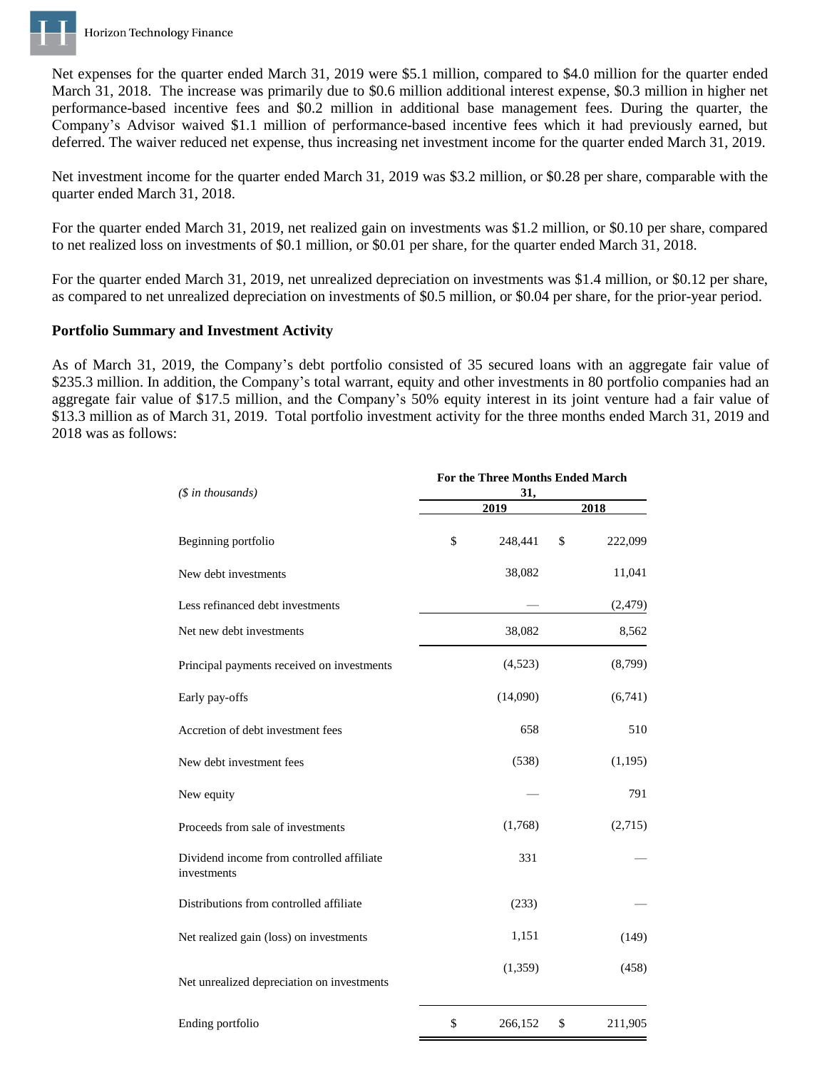Net expenses for the quarter ended March 31, 2019 were $5.1 million, compared to $4.0 million for the quarter ended March 31, 2018. The increase was primarily due to $0.6 million additional interest expense, $0.3 million in higher net performance-based incentive fees and $0.2 million in additional base management fees. During the quarter, the Company's Advisor waived $1.1 million of performance-based incentive fees which it had previously earned, but deferred. The waiver reduced net expense, thus increasing net investment income for the quarter ended March 31, 2019.

Net investment income for the quarter ended March 31, 2019 was $3.2 million, or $0.28 per share, comparable with the quarter ended March 31, 2018.

For the quarter ended March 31, 2019, net realized gain on investments was $1.2 million, or $0.10 per share, compared to net realized loss on investments of $0.1 million, or $0.01 per share, for the quarter ended March 31, 2018.

For the quarter ended March 31, 2019, net unrealized depreciation on investments was $1.4 million, or $0.12 per share, as compared to net unrealized depreciation on investments of $0.5 million, or $0.04 per share, for the prior-year period.

**Portfolio Summary and Investment Activity**

As of March 31, 2019, the Company's debt portfolio consisted of 35 secured loans with an aggregate fair value of $235.3 million. In addition, the Company's total warrant, equity and other investments in 80 portfolio companies had an aggregate fair value of $17.5 million, and the Company's 50% equity interest in its joint venture had a fair value of $13.3 million as of March 31, 2019. Total portfolio investment activity for the three months ended March 31, 2019 and 2018 was as follows:

| *($ in thousands)* | For the Three Months Ended March 31, | |
|---|---|---|
| | 2019 | 2018 |
| Beginning portfolio | $ 248,441 | $ 222,099 |
| New debt investments | 38,082 | 11,041 |
| Less refinanced debt investments | — | (2,479) |
| Net new debt investments | 38,082 | 8,562 |
| Principal payments received on investments | (4,523) | (8,799) |
| Early pay-offs | (14,090) | (6,741) |
| Accretion of debt investment fees | 658 | 510 |
| New debt investment fees | (538) | (1,195) |
| New equity | — | 791 |
| Proceeds from sale of investments | (1,768) | (2,715) |
| Dividend income from controlled affiliate investments | 331 | — |
| Distributions from controlled affiliate | (233) | — |
| Net realized gain (loss) on investments | 1,151 | (149) |
| Net unrealized depreciation on investments | (1,359) | (458) |
| Ending portfolio | $ 266,152 | $ 211,905 |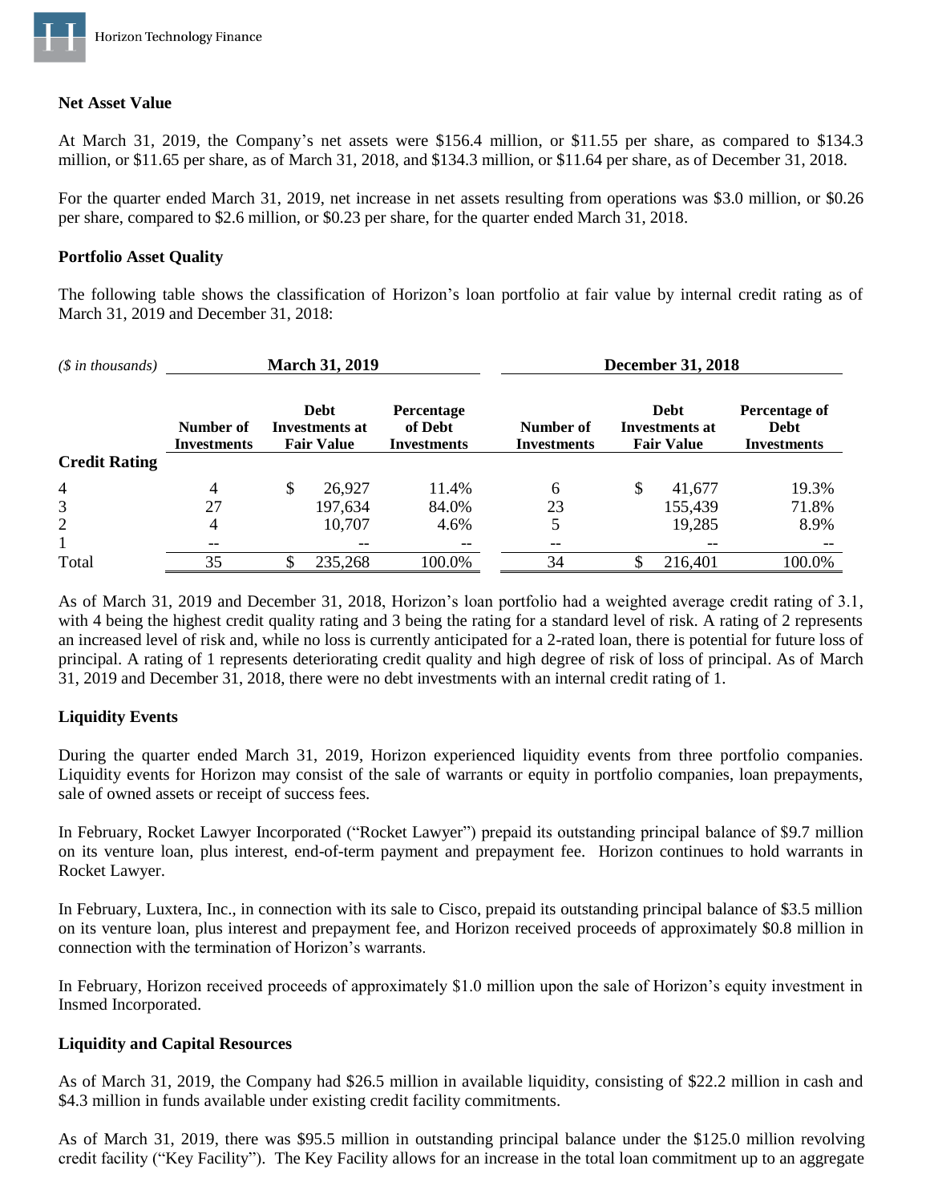**Net Asset Value**

At March 31, 2019, the Company's net assets were $156.4 million, or $11.55 per share, as compared to $134.3 million, or $11.65 per share, as of March 31, 2018, and $134.3 million, or $11.64 per share, as of December 31, 2018.

For the quarter ended March 31, 2019, net increase in net assets resulting from operations was $3.0 million, or $0.26 per share, compared to $2.6 million, or $0.23 per share, for the quarter ended March 31, 2018.

**Portfolio Asset Quality**

The following table shows the classification of Horizon's loan portfolio at fair value by internal credit rating as of March 31, 2019 and December 31, 2018:

| *($ in thousands)* | March 31, 2019 | | | December 31, 2018 | | |
|---|---|---|---|---|---|---|
| **Credit Rating** | **Number of Investments** | **Debt Investments at Fair Value** | **Percentage of Debt Investments** | **Number of Investments** | **Debt Investments at Fair Value** | **Percentage of Debt Investments** |
| 4 | 4 | $ 26,927 | 11.4% | 6 | $ 41,677 | 19.3% |
| 3 | 27 | 197,634 | 84.0% | 23 | 155,439 | 71.8% |
| 2 | 4 | 10,707 | 4.6% | 5 | 19,285 | 8.9% |
| 1 | -- | -- | -- | -- | -- | -- |
| Total | 35 | $ 235,268 | 100.0% | 34 | $ 216,401 | 100.0% |

As of March 31, 2019 and December 31, 2018, Horizon's loan portfolio had a weighted average credit rating of 3.1, with 4 being the highest credit quality rating and 3 being the rating for a standard level of risk. A rating of 2 represents an increased level of risk and, while no loss is currently anticipated for a 2-rated loan, there is potential for future loss of principal. A rating of 1 represents deteriorating credit quality and high degree of risk of loss of principal. As of March 31, 2019 and December 31, 2018, there were no debt investments with an internal credit rating of 1.

**Liquidity Events**

During the quarter ended March 31, 2019, Horizon experienced liquidity events from three portfolio companies. Liquidity events for Horizon may consist of the sale of warrants or equity in portfolio companies, loan prepayments, sale of owned assets or receipt of success fees.

In February, Rocket Lawyer Incorporated ("Rocket Lawyer") prepaid its outstanding principal balance of $9.7 million on its venture loan, plus interest, end-of-term payment and prepayment fee. Horizon continues to hold warrants in Rocket Lawyer.

In February, Luxtera, Inc., in connection with its sale to Cisco, prepaid its outstanding principal balance of $3.5 million on its venture loan, plus interest and prepayment fee, and Horizon received proceeds of approximately $0.8 million in connection with the termination of Horizon's warrants.

In February, Horizon received proceeds of approximately $1.0 million upon the sale of Horizon's equity investment in Insmed Incorporated.

**Liquidity and Capital Resources**

As of March 31, 2019, the Company had $26.5 million in available liquidity, consisting of $22.2 million in cash and $4.3 million in funds available under existing credit facility commitments.

As of March 31, 2019, there was $95.5 million in outstanding principal balance under the $125.0 million revolving credit facility ("Key Facility"). The Key Facility allows for an increase in the total loan commitment up to an aggregate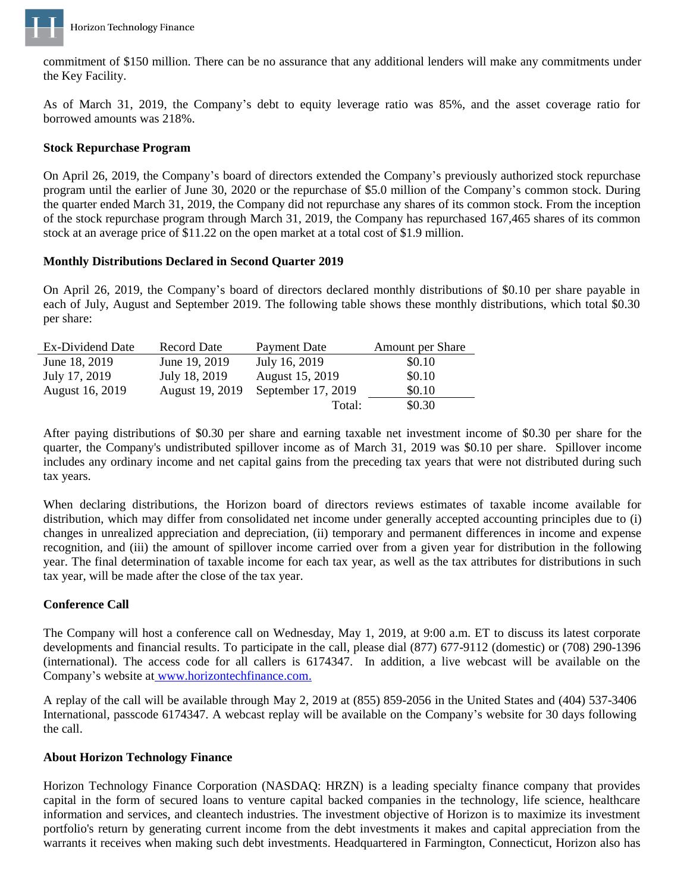commitment of $150 million. There can be no assurance that any additional lenders will make any commitments under the Key Facility.

As of March 31, 2019, the Company's debt to equity leverage ratio was 85%, and the asset coverage ratio for borrowed amounts was 218%.

**Stock Repurchase Program**

On April 26, 2019, the Company's board of directors extended the Company's previously authorized stock repurchase program until the earlier of June 30, 2020 or the repurchase of $5.0 million of the Company's common stock. During the quarter ended March 31, 2019, the Company did not repurchase any shares of its common stock. From the inception of the stock repurchase program through March 31, 2019, the Company has repurchased 167,465 shares of its common stock at an average price of $11.22 on the open market at a total cost of $1.9 million.

**Monthly Distributions Declared in Second Quarter 2019**

On April 26, 2019, the Company's board of directors declared monthly distributions of $0.10 per share payable in each of July, August and September 2019. The following table shows these monthly distributions, which total $0.30 per share:

| Ex-Dividend Date | Record Date | Payment Date | Amount per Share |
|---|---|---|---|
| June 18, 2019 | June 19, 2019 | July 16, 2019 | $0.10 |
| July 17, 2019 | July 18, 2019 | August 15, 2019 | $0.10 |
| August 16, 2019 | August 19, 2019 | September 17, 2019 | $0.10 |
| | | Total: | $0.30 |

After paying distributions of $0.30 per share and earning taxable net investment income of $0.30 per share for the quarter, the Company's undistributed spillover income as of March 31, 2019 was $0.10 per share. Spillover income includes any ordinary income and net capital gains from the preceding tax years that were not distributed during such tax years.

When declaring distributions, the Horizon board of directors reviews estimates of taxable income available for distribution, which may differ from consolidated net income under generally accepted accounting principles due to (i) changes in unrealized appreciation and depreciation, (ii) temporary and permanent differences in income and expense recognition, and (iii) the amount of spillover income carried over from a given year for distribution in the following year. The final determination of taxable income for each tax year, as well as the tax attributes for distributions in such tax year, will be made after the close of the tax year.

**Conference Call**

The Company will host a conference call on Wednesday, May 1, 2019, at 9:00 a.m. ET to discuss its latest corporate developments and financial results. To participate in the call, please dial (877) 677-9112 (domestic) or (708) 290-1396 (international). The access code for all callers is 6174347. In addition, a live webcast will be available on the Company's website at www.horizontechfinance.com.

A replay of the call will be available through May 2, 2019 at (855) 859-2056 in the United States and (404) 537-3406 International, passcode 6174347. A webcast replay will be available on the Company's website for 30 days following the call.

**About Horizon Technology Finance**

Horizon Technology Finance Corporation (NASDAQ: HRZN) is a leading specialty finance company that provides capital in the form of secured loans to venture capital backed companies in the technology, life science, healthcare information and services, and cleantech industries. The investment objective of Horizon is to maximize its investment portfolio's return by generating current income from the debt investments it makes and capital appreciation from the warrants it receives when making such debt investments. Headquartered in Farmington, Connecticut, Horizon also has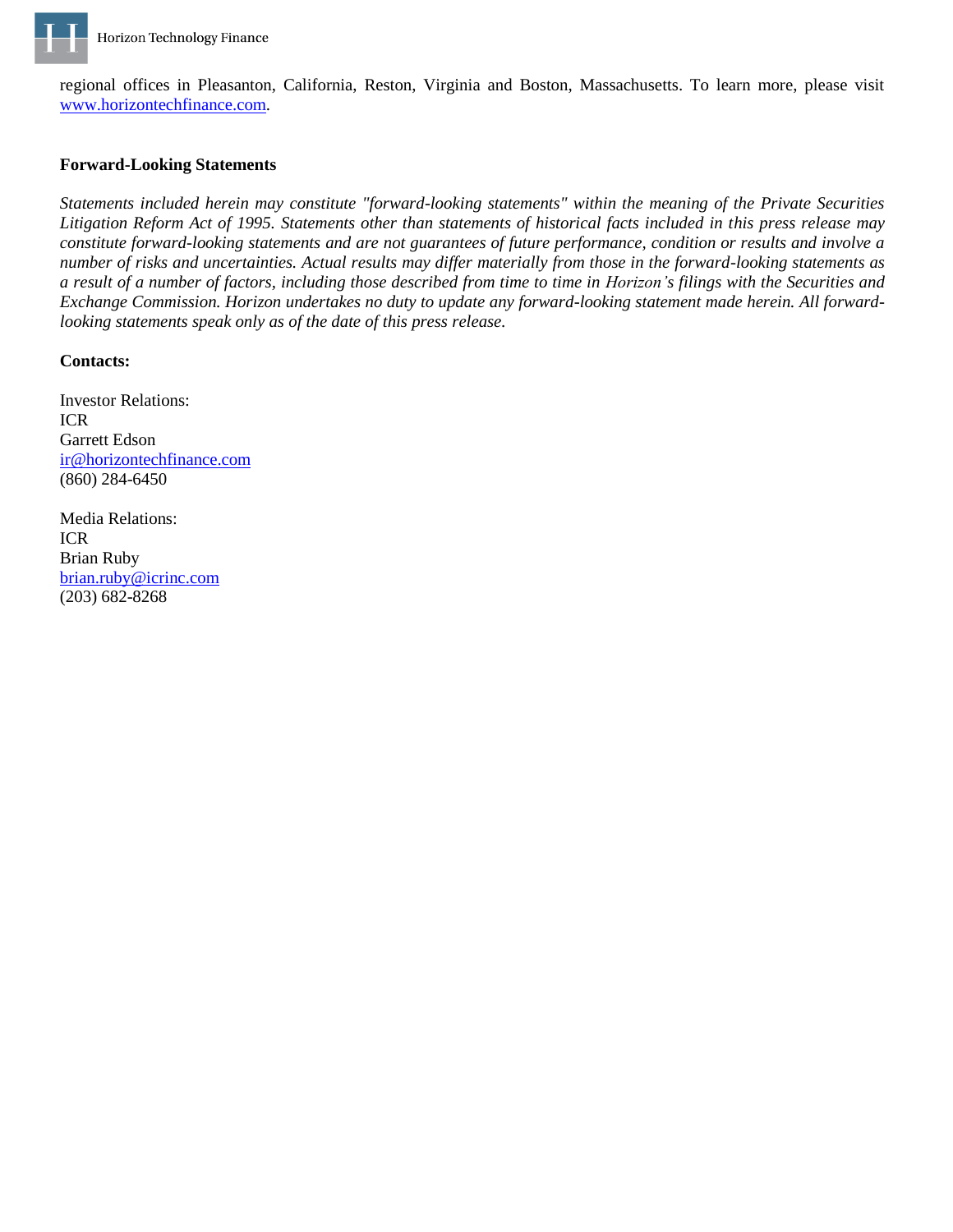regional offices in Pleasanton, California, Reston, Virginia and Boston, Massachusetts. To learn more, please visit [www.horizontechfinance.com](www.horizontechfinance.com).

**Forward-Looking Statements**

*Statements included herein may constitute "forward-looking statements" within the meaning of the Private Securities Litigation Reform Act of 1995. Statements other than statements of historical facts included in this press release may constitute forward-looking statements and are not guarantees of future performance, condition or results and involve a number of risks and uncertainties. Actual results may differ materially from those in the forward-looking statements as a result of a number of factors, including those described from time to time in Horizon's filings with the Securities and Exchange Commission. Horizon undertakes no duty to update any forward-looking statement made herein. All forward-looking statements speak only as of the date of this press release.*

**Contacts:**

Investor Relations:
ICR
Garrett Edson
[ir@horizontechfinance.com](mailto:ir@horizontechfinance.com)
(860) 284-6450

Media Relations:
ICR
Brian Ruby
[brian.ruby@icrinc.com](mailto:brian.ruby@icrinc.com)
(203) 682-8268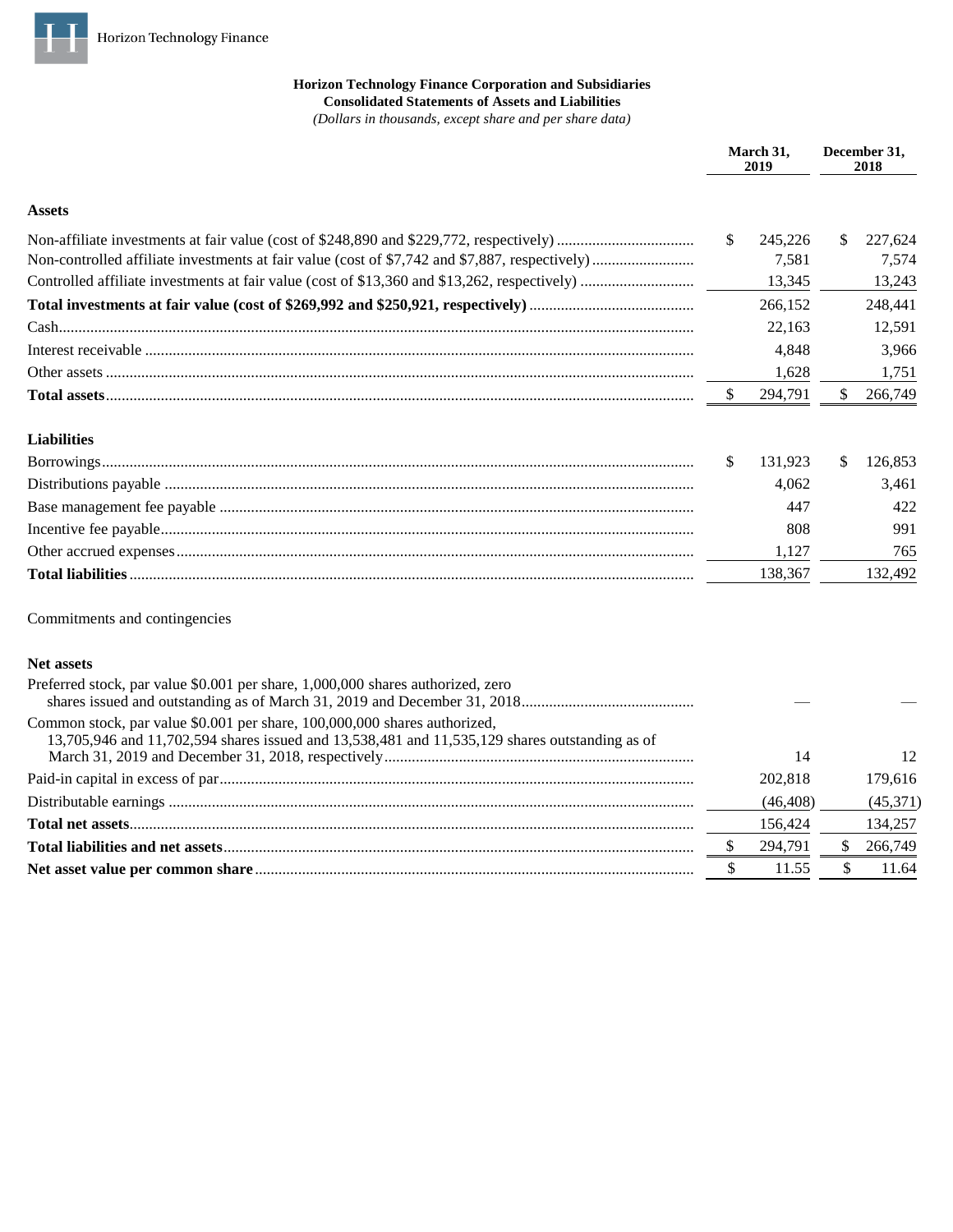Horizon Technology Finance

**Horizon Technology Finance Corporation and Subsidiaries**
**Consolidated Statements of Assets and Liabilities**
*(Dollars in thousands, except share and per share data)*

| | March 31, 2019 | December 31, 2018 |
|---|---|---|
| **Assets** | | |
| Non-affiliate investments at fair value (cost of $248,890 and $229,772, respectively) | $ 245,226 | $ 227,624 |
| Non-controlled affiliate investments at fair value (cost of $7,742 and $7,887, respectively) | 7,581 | 7,574 |
| Controlled affiliate investments at fair value (cost of $13,360 and $13,262, respectively) | 13,345 | 13,243 |
| **Total investments at fair value (cost of $269,992 and $250,921, respectively)** | 266,152 | 248,441 |
| Cash | 22,163 | 12,591 |
| Interest receivable | 4,848 | 3,966 |
| Other assets | 1,628 | 1,751 |
| **Total assets** | $ 294,791 | $ 266,749 |
| **Liabilities** | | |
| Borrowings | $ 131,923 | $ 126,853 |
| Distributions payable | 4,062 | 3,461 |
| Base management fee payable | 447 | 422 |
| Incentive fee payable | 808 | 991 |
| Other accrued expenses | 1,127 | 765 |
| **Total liabilities** | 138,367 | 132,492 |
| Commitments and contingencies | | |
| **Net assets** | | |
| Preferred stock, par value $0.001 per share, 1,000,000 shares authorized, zero shares issued and outstanding as of March 31, 2019 and December 31, 2018 | — | — |
| Common stock, par value $0.001 per share, 100,000,000 shares authorized, 13,705,946 and 11,702,594 shares issued and 13,538,481 and 11,535,129 shares outstanding as of March 31, 2019 and December 31, 2018, respectively | 14 | 12 |
| Paid-in capital in excess of par | 202,818 | 179,616 |
| Distributable earnings | (46,408) | (45,371) |
| **Total net assets** | 156,424 | 134,257 |
| **Total liabilities and net assets** | $ 294,791 | $ 266,749 |
| **Net asset value per common share** | $ 11.55 | $ 11.64 |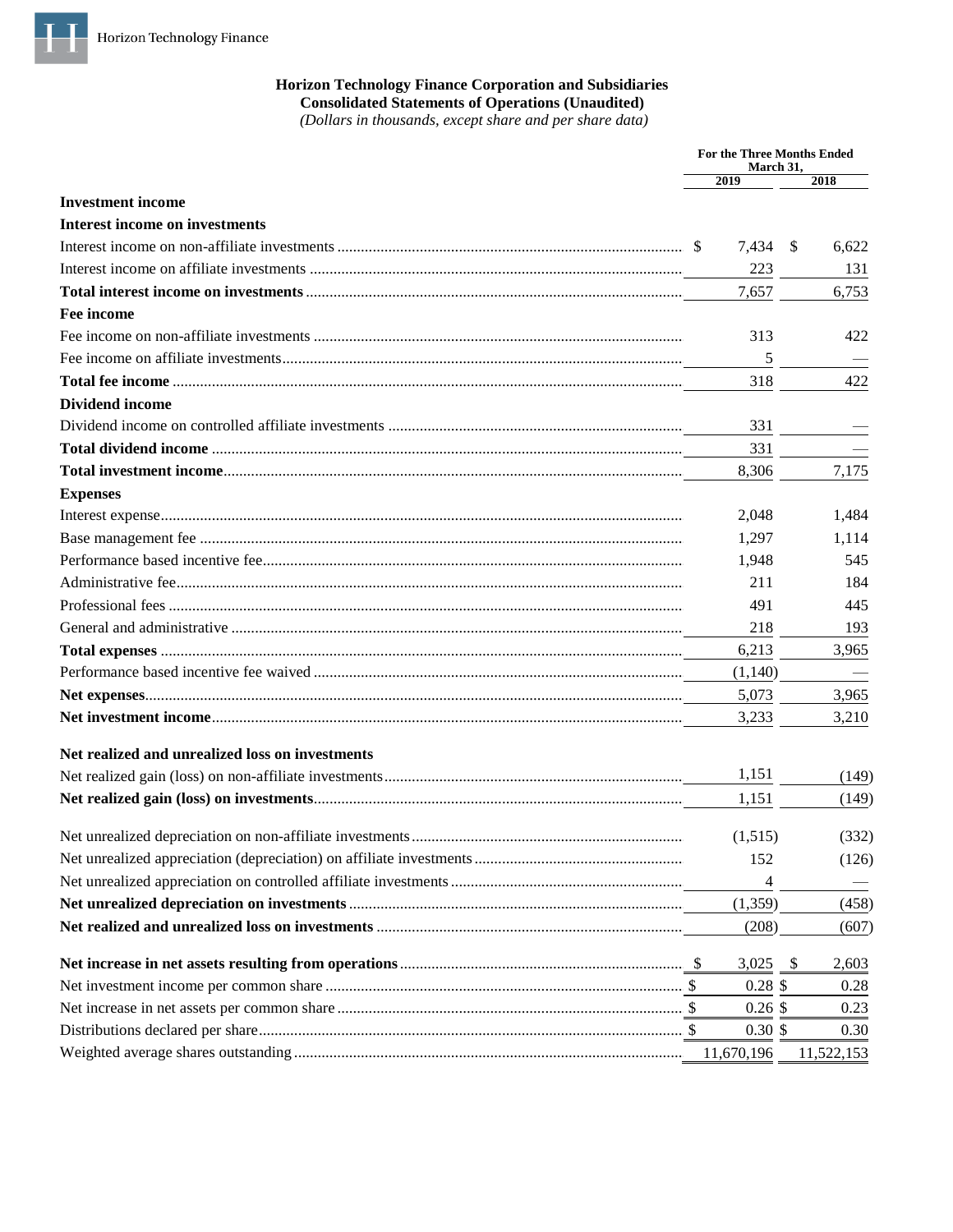**Horizon Technology Finance Corporation and Subsidiaries**
**Consolidated Statements of Operations (Unaudited)**
*(Dollars in thousands, except share and per share data)*

| | For the Three Months Ended March 31, | |
|---|---|---|
| | 2019 | 2018 |
| **Investment income** | | |
| **Interest income on investments** | | |
| Interest income on non-affiliate investments | $ 7,434 | $ 6,622 |
| Interest income on affiliate investments | 223 | 131 |
| **Total interest income on investments** | 7,657 | 6,753 |
| **Fee income** | | |
| Fee income on non-affiliate investments | 313 | 422 |
| Fee income on affiliate investments | 5 | — |
| **Total fee income** | 318 | 422 |
| **Dividend income** | | |
| Dividend income on controlled affiliate investments | 331 | — |
| **Total dividend income** | 331 | — |
| **Total investment income** | 8,306 | 7,175 |
| **Expenses** | | |
| Interest expense | 2,048 | 1,484 |
| Base management fee | 1,297 | 1,114 |
| Performance based incentive fee | 1,948 | 545 |
| Administrative fee | 211 | 184 |
| Professional fees | 491 | 445 |
| General and administrative | 218 | 193 |
| **Total expenses** | 6,213 | 3,965 |
| Performance based incentive fee waived | (1,140) | — |
| **Net expenses** | 5,073 | 3,965 |
| **Net investment income** | 3,233 | 3,210 |
| **Net realized and unrealized loss on investments** | | |
| Net realized gain (loss) on non-affiliate investments | 1,151 | (149) |
| **Net realized gain (loss) on investments** | 1,151 | (149) |
| Net unrealized depreciation on non-affiliate investments | (1,515) | (332) |
| Net unrealized appreciation (depreciation) on affiliate investments | 152 | (126) |
| Net unrealized appreciation on controlled affiliate investments | 4 | — |
| **Net unrealized depreciation on investments** | (1,359) | (458) |
| **Net realized and unrealized loss on investments** | (208) | (607) |
| **Net increase in net assets resulting from operations** | $ 3,025 | $ 2,603 |
| Net investment income per common share | $ 0.28 | $ 0.28 |
| Net increase in net assets per common share | $ 0.26 | $ 0.23 |
| Distributions declared per share | $ 0.30 | $ 0.30 |
| Weighted average shares outstanding | 11,670,196 | 11,522,153 |